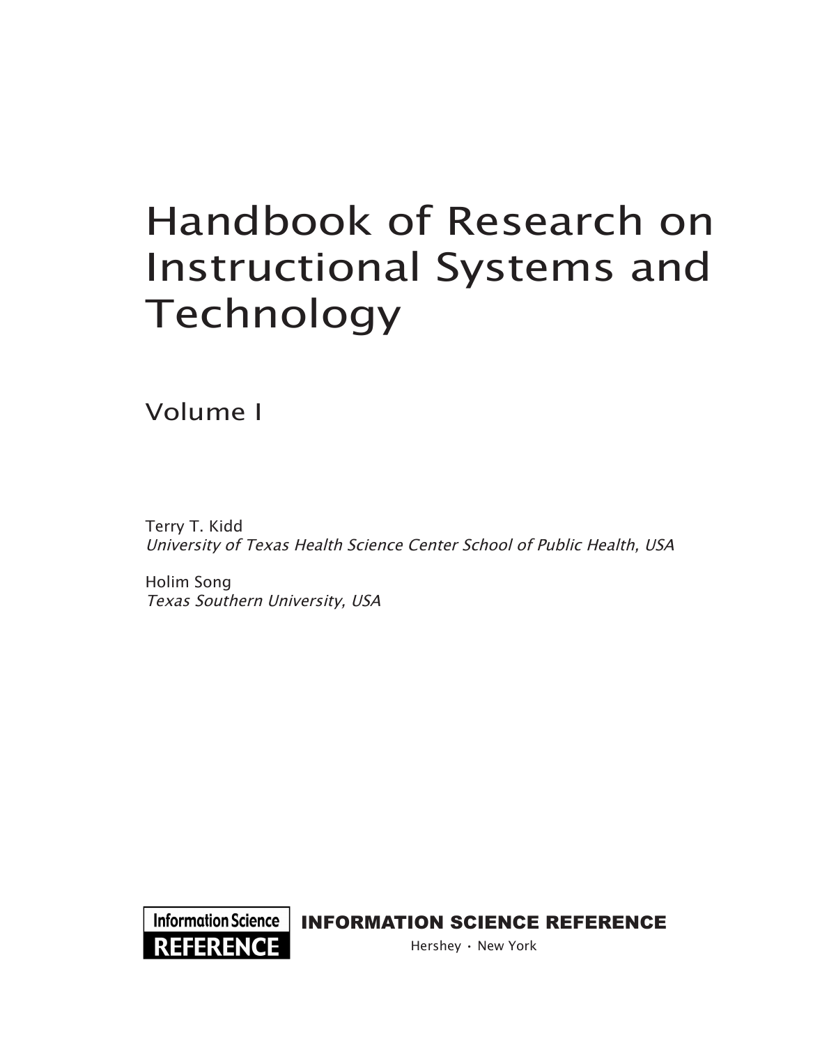# Handbook of Research on Instructional Systems and Technology

## Volume I

Terry T. Kidd
*University of Texas Health Science Center School of Public Health, USA*

Holim Song
*Texas Southern University, USA*

Information Science
REFERENCE

INFORMATION SCIENCE REFERENCE

Hershey · New York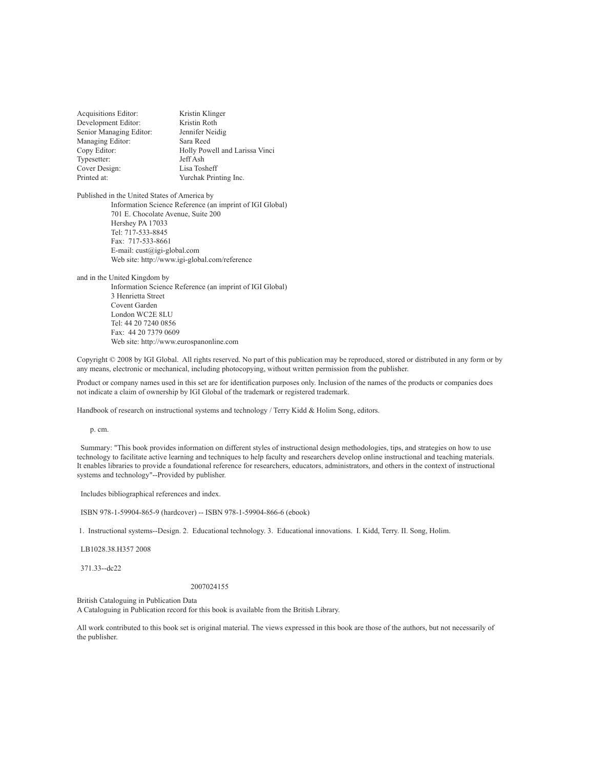| | |
|---|---|
| Acquisitions Editor: | Kristin Klinger |
| Development Editor: | Kristin Roth |
| Senior Managing Editor: | Jennifer Neidig |
| Managing Editor: | Sara Reed |
| Copy Editor: | Holly Powell and Larissa Vinci |
| Typesetter: | Jeff Ash |
| Cover Design: | Lisa Tosheff |
| Printed at: | Yurchak Printing Inc. |

Published in the United States of America by
Information Science Reference (an imprint of IGI Global)
701 E. Chocolate Avenue, Suite 200
Hershey PA 17033
Tel: 717-533-8845
Fax: 717-533-8661
E-mail: cust@igi-global.com
Web site: http://www.igi-global.com/reference

and in the United Kingdom by
Information Science Reference (an imprint of IGI Global)
3 Henrietta Street
Covent Garden
London WC2E 8LU
Tel: 44 20 7240 0856
Fax: 44 20 7379 0609
Web site: http://www.eurospanonline.com

Copyright © 2008 by IGI Global. All rights reserved. No part of this publication may be reproduced, stored or distributed in any form or by any means, electronic or mechanical, including photocopying, without written permission from the publisher.

Product or company names used in this set are for identification purposes only. Inclusion of the names of the products or companies does not indicate a claim of ownership by IGI Global of the trademark or registered trademark.

Handbook of research on instructional systems and technology / Terry Kidd & Holim Song, editors.

p. cm.

Summary: "This book provides information on different styles of instructional design methodologies, tips, and strategies on how to use technology to facilitate active learning and techniques to help faculty and researchers develop online instructional and teaching materials. It enables libraries to provide a foundational reference for researchers, educators, administrators, and others in the context of instructional systems and technology"--Provided by publisher.

Includes bibliographical references and index.

ISBN 978-1-59904-865-9 (hardcover) -- ISBN 978-1-59904-866-6 (ebook)

1. Instructional systems--Design. 2. Educational technology. 3. Educational innovations. I. Kidd, Terry. II. Song, Holim.

LB1028.38.H357 2008

371.33--dc22

2007024155

British Cataloguing in Publication Data
A Cataloguing in Publication record for this book is available from the British Library.

All work contributed to this book set is original material. The views expressed in this book are those of the authors, but not necessarily of the publisher.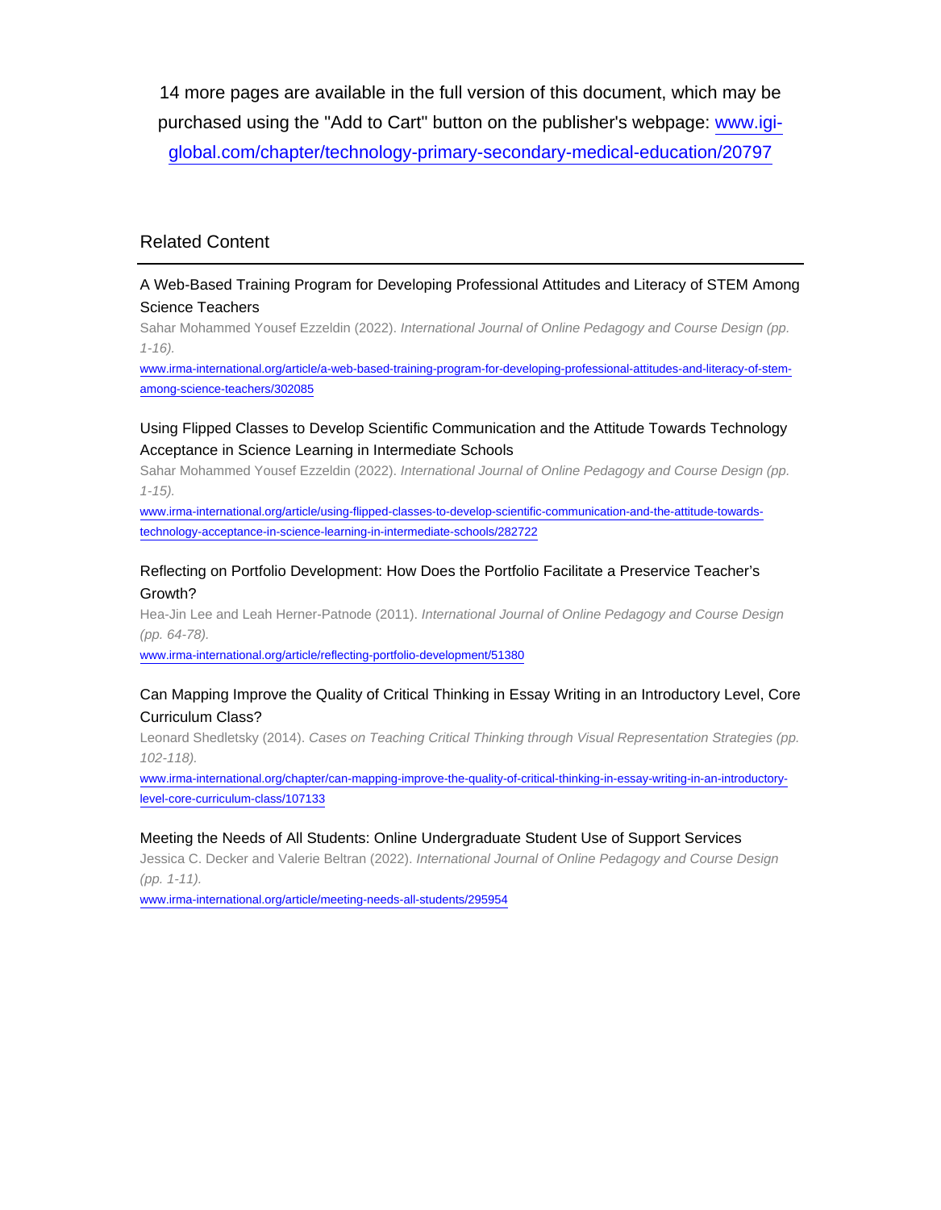14 more pages are available in the full version of this document, which may be purchased using the "Add to Cart" button on the publisher's webpage: www.igi-global.com/chapter/technology-primary-secondary-medical-education/20797

## Related Content

A Web-Based Training Program for Developing Professional Attitudes and Literacy of STEM Among Science Teachers
Sahar Mohammed Yousef Ezzeldin (2022). *International Journal of Online Pedagogy and Course Design (pp. 1-16).*
www.irma-international.org/article/a-web-based-training-program-for-developing-professional-attitudes-and-literacy-of-stem-among-science-teachers/302085

Using Flipped Classes to Develop Scientific Communication and the Attitude Towards Technology Acceptance in Science Learning in Intermediate Schools
Sahar Mohammed Yousef Ezzeldin (2022). *International Journal of Online Pedagogy and Course Design (pp. 1-15).*
www.irma-international.org/article/using-flipped-classes-to-develop-scientific-communication-and-the-attitude-towards-technology-acceptance-in-science-learning-in-intermediate-schools/282722

Reflecting on Portfolio Development: How Does the Portfolio Facilitate a Preservice Teacher's Growth?
Hea-Jin Lee and Leah Herner-Patnode (2011). *International Journal of Online Pedagogy and Course Design (pp. 64-78).*
www.irma-international.org/article/reflecting-portfolio-development/51380

Can Mapping Improve the Quality of Critical Thinking in Essay Writing in an Introductory Level, Core Curriculum Class?
Leonard Shedletsky (2014). *Cases on Teaching Critical Thinking through Visual Representation Strategies (pp. 102-118).*
www.irma-international.org/chapter/can-mapping-improve-the-quality-of-critical-thinking-in-essay-writing-in-an-introductory-level-core-curriculum-class/107133

Meeting the Needs of All Students: Online Undergraduate Student Use of Support Services
Jessica C. Decker and Valerie Beltran (2022). *International Journal of Online Pedagogy and Course Design (pp. 1-11).*
www.irma-international.org/article/meeting-needs-all-students/295954